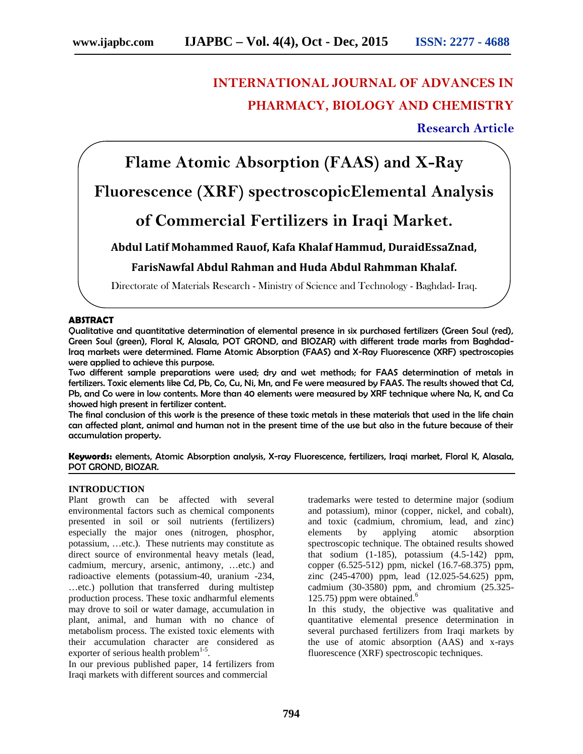# INTERNATIONAL JOURNAL OF ADVANCES IN PHARMACY, BIOLOGY AND CHEMISTRY

**Research Article**

# Flame Atomic Absorption (FAAS) and X-Ray Fluorescence (XRF) spectroscopicElemental Analysis of Commercial Fertilizers in Iraqi Market.

**Abdul Latif Mohammed Rauof, Kafa Khalaf Hammud, DuraidEssaZnad, FarisNawfal Abdul Rahman and Huda Abdul Rahmman Khalaf.**

Directorate of Materials Research - Ministry of Science and Technology - Baghdad- Iraq.

## ABSTRACT

Qualitative and quantitative determination of elemental presence in six purchased fertilizers (Green Soul (red), Green Soul (green), Floral K, Alasala, POT GROND, and BIOZAR) with different trade marks from Baghdad-Iraq markets were determined. Flame Atomic Absorption (FAAS) and X-Ray Fluorescence (XRF) spectroscopies were applied to achieve this purpose.

Two different sample preparations were used; dry and wet methods; for FAAS determination of metals in fertilizers. Toxic elements like Cd, Pb, Co, Cu, Ni, Mn, and Fe were measured by FAAS. The results showed that Cd, Pb, and Co were in low contents. More than 40 elements were measured by XRF technique where Na, K, and Ca showed high present in fertilizer content.

The final conclusion of this work is the presence of these toxic metals in these materials that used in the life chain can affected plant, animal and human not in the present time of the use but also in the future because of their accumulation property.

**Keywords:** elements, Atomic Absorption analysis, X-ray Fluorescence, fertilizers, Iraqi market, Floral K, Alasala, POT GROND, BIOZAR.

## INTRODUCTION

Plant growth can be affected with several environmental factors such as chemical components presented in soil or soil nutrients (fertilizers) especially the major ones (nitrogen, phosphor, potassium, …etc.). These nutrients may constitute as direct source of environmental heavy metals (lead, cadmium, mercury, arsenic, antimony, …etc.) and radioactive elements (potassium-40, uranium -234, …etc.) pollution that transferred during multistep production process. These toxic andharmful elements may drove to soil or water damage, accumulation in plant, animal, and human with no chance of metabolism process. The existed toxic elements with their accumulation character are considered as exporter of serious health problem[1-5].

In our previous published paper, 14 fertilizers from Iraqi markets with different sources and commercial trademarks were tested to determine major (sodium and potassium), minor (copper, nickel, and cobalt), and toxic (cadmium, chromium, lead, and zinc) elements by applying atomic absorption spectroscopic technique. The obtained results showed that sodium (1-185), potassium (4.5-142) ppm, copper (6.525-512) ppm, nickel (16.7-68.375) ppm, zinc (245-4700) ppm, lead (12.025-54.625) ppm, cadmium (30-3580) ppm, and chromium (25.325-125.75) ppm were obtained.[6]

In this study, the objective was qualitative and quantitative elemental presence determination in several purchased fertilizers from Iraqi markets by the use of atomic absorption (AAS) and x-rays fluorescence (XRF) spectroscopic techniques.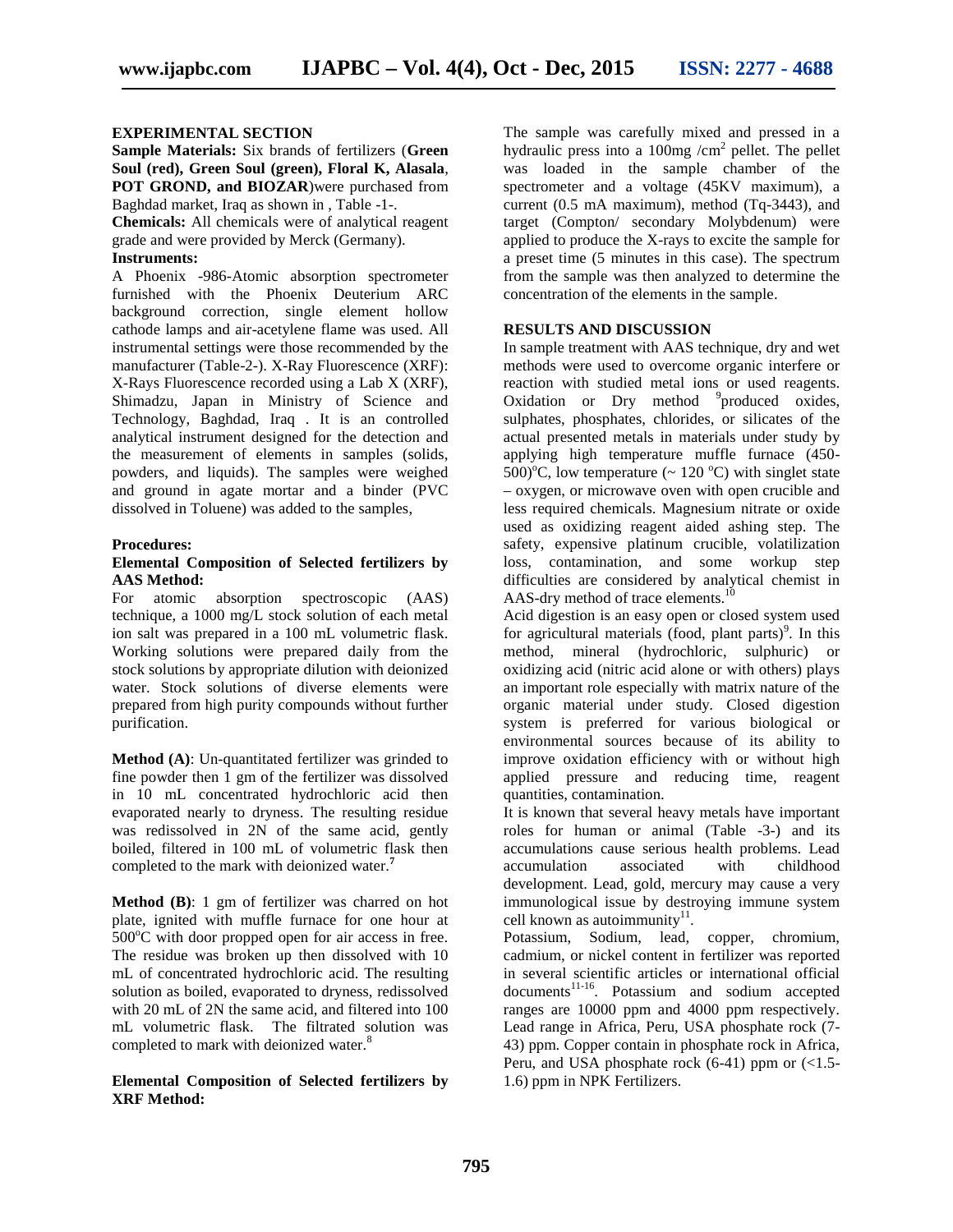## EXPERIMENTAL SECTION

**Sample Materials:** Six brands of fertilizers (**Green Soul (red), Green Soul (green), Floral K, Alasala**, **POT GROND, and BIOZAR**)were purchased from Baghdad market, Iraq as shown in , Table -1-.

**Chemicals:** All chemicals were of analytical reagent grade and were provided by Merck (Germany).

**Instruments:**

A Phoenix -986-Atomic absorption spectrometer furnished with the Phoenix Deuterium ARC background correction, single element hollow cathode lamps and air-acetylene flame was used. All instrumental settings were those recommended by the manufacturer (Table-2-). X-Ray Fluorescence (XRF): X-Rays Fluorescence recorded using a Lab X (XRF), Shimadzu, Japan in Ministry of Science and Technology, Baghdad, Iraq . It is an controlled analytical instrument designed for the detection and the measurement of elements in samples (solids, powders, and liquids). The samples were weighed and ground in agate mortar and a binder (PVC dissolved in Toluene) was added to the samples,

### Procedures:

### Elemental Composition of Selected fertilizers by AAS Method:

For atomic absorption spectroscopic (AAS) technique, a 1000 mg/L stock solution of each metal ion salt was prepared in a 100 mL volumetric flask. Working solutions were prepared daily from the stock solutions by appropriate dilution with deionized water. Stock solutions of diverse elements were prepared from high purity compounds without further purification.

**Method (A)**: Un-quantitated fertilizer was grinded to fine powder then 1 gm of the fertilizer was dissolved in 10 mL concentrated hydrochloric acid then evaporated nearly to dryness. The resulting residue was redissolved in 2N of the same acid, gently boiled, filtered in 100 mL of volumetric flask then completed to the mark with deionized water.[7]

**Method (B)**: 1 gm of fertilizer was charred on hot plate, ignited with muffle furnace for one hour at 500$^{o}$C with door propped open for air access in free. The residue was broken up then dissolved with 10 mL of concentrated hydrochloric acid. The resulting solution as boiled, evaporated to dryness, redissolved with 20 mL of 2N the same acid, and filtered into 100 mL volumetric flask. The filtrated solution was completed to mark with deionized water.[8]

### Elemental Composition of Selected fertilizers by XRF Method:

The sample was carefully mixed and pressed in a hydraulic press into a 100mg /cm$^2$ pellet. The pellet was loaded in the sample chamber of the spectrometer and a voltage (45KV maximum), a current (0.5 mA maximum), method (Tq-3443), and target (Compton/ secondary Molybdenum) were applied to produce the X-rays to excite the sample for a preset time (5 minutes in this case). The spectrum from the sample was then analyzed to determine the concentration of the elements in the sample.

## RESULTS AND DISCUSSION

In sample treatment with AAS technique, dry and wet methods were used to overcome organic interfere or reaction with studied metal ions or used reagents. Oxidation or Dry method [9]produced oxides, sulphates, phosphates, chlorides, or silicates of the actual presented metals in materials under study by applying high temperature muffle furnace (450-500)$^{o}$C, low temperature (~ 120 $^{o}$C) with singlet state – oxygen, or microwave oven with open crucible and less required chemicals. Magnesium nitrate or oxide used as oxidizing reagent aided ashing step. The safety, expensive platinum crucible, volatilization loss, contamination, and some workup step difficulties are considered by analytical chemist in AAS-dry method of trace elements.[10]

Acid digestion is an easy open or closed system used for agricultural materials (food, plant parts)[9]. In this method, mineral (hydrochloric, sulphuric) or oxidizing acid (nitric acid alone or with others) plays an important role especially with matrix nature of the organic material under study. Closed digestion system is preferred for various biological or environmental sources because of its ability to improve oxidation efficiency with or without high applied pressure and reducing time, reagent quantities, contamination.

It is known that several heavy metals have important roles for human or animal (Table -3-) and its accumulations cause serious health problems. Lead accumulation associated with childhood development. Lead, gold, mercury may cause a very immunological issue by destroying immune system cell known as autoimmunity[11].

Potassium, Sodium, lead, copper, chromium, cadmium, or nickel content in fertilizer was reported in several scientific articles or international official documents[11-16]. Potassium and sodium accepted ranges are 10000 ppm and 4000 ppm respectively. Lead range in Africa, Peru, USA phosphate rock (7-43) ppm. Copper contain in phosphate rock in Africa, Peru, and USA phosphate rock (6-41) ppm or (<1.5-1.6) ppm in NPK Fertilizers.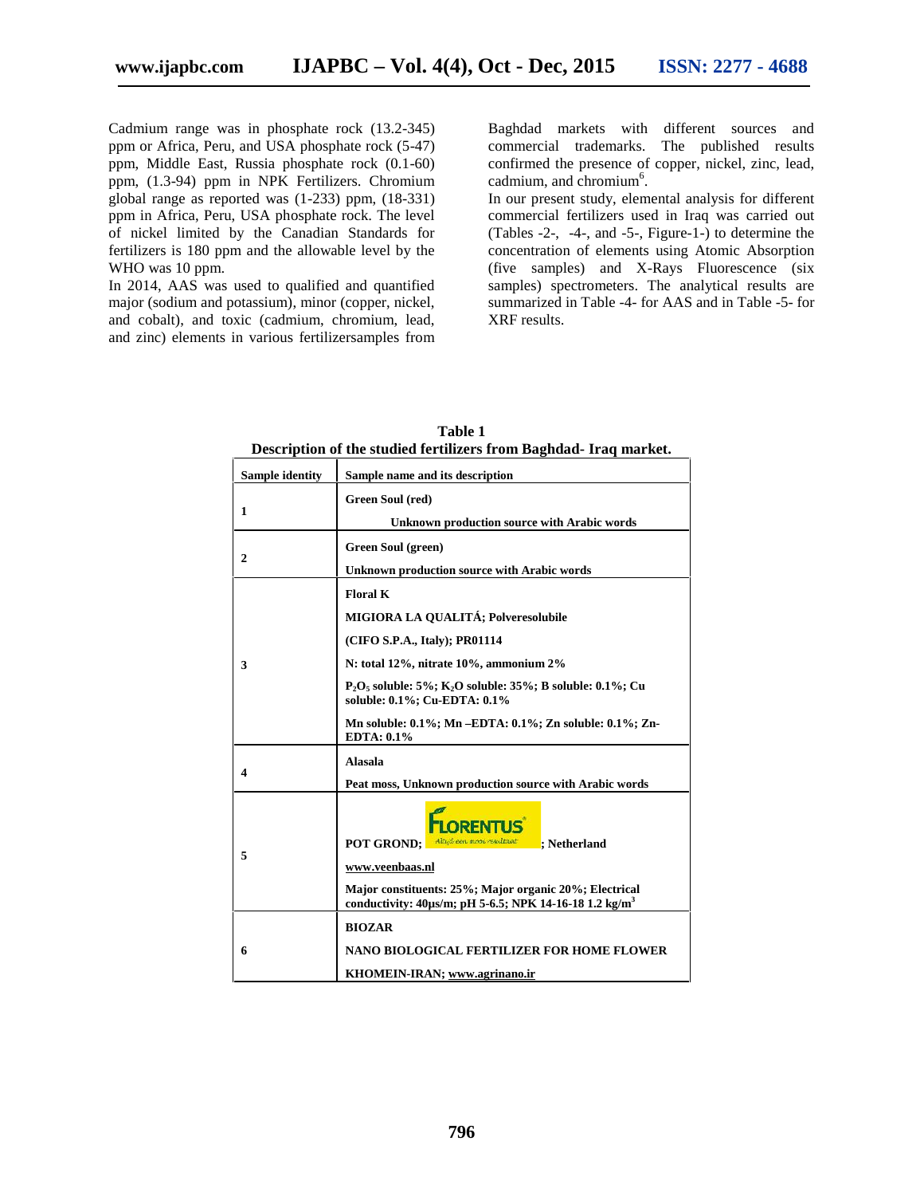Cadmium range was in phosphate rock (13.2-345) ppm or Africa, Peru, and USA phosphate rock (5-47) ppm, Middle East, Russia phosphate rock (0.1-60) ppm, (1.3-94) ppm in NPK Fertilizers. Chromium global range as reported was (1-233) ppm, (18-331) ppm in Africa, Peru, USA phosphate rock. The level of nickel limited by the Canadian Standards for fertilizers is 180 ppm and the allowable level by the WHO was 10 ppm.

In 2014, AAS was used to qualified and quantified major (sodium and potassium), minor (copper, nickel, and cobalt), and toxic (cadmium, chromium, lead, and zinc) elements in various fertilizersamples from Baghdad markets with different sources and commercial trademarks. The published results confirmed the presence of copper, nickel, zinc, lead, cadmium, and chromium[6].

In our present study, elemental analysis for different commercial fertilizers used in Iraq was carried out (Tables -2-, -4-, and -5-, Figure-1-) to determine the concentration of elements using Atomic Absorption (five samples) and X-Rays Fluorescence (six samples) spectrometers. The analytical results are summarized in Table -4- for AAS and in Table -5- for XRF results.

**Table 1**
**Description of the studied fertilizers from Baghdad- Iraq market.**

| Sample identity | Sample name and its description |
|---|---|
| 1 | Green Soul (red)<br>Unknown production source with Arabic words |
| 2 | Green Soul (green)<br>Unknown production source with Arabic words |
| 3 | Floral K<br>MIGIORA LA QUALITÁ; Polveresolubile<br>(CIFO S.P.A., Italy); PR01114<br>N: total 12%, nitrate 10%, ammonium 2%<br>$P_2O_5$ soluble: 5%; $K_2O$ soluble: 35%; B soluble: 0.1%; Cu soluble: 0.1%; Cu-EDTA: 0.1%<br>Mn soluble: 0.1%; Mn –EDTA: 0.1%; Zn soluble: 0.1%; Zn-EDTA: 0.1% |
| 4 | Alasala<br>Peat moss, Unknown production source with Arabic words |
| 5 | POT GROND; FLORENTUS Altijd een mooi resultaat; Netherland<br>www.veenbaas.nl<br>Major constituents: 25%; Major organic 20%; Electrical conductivity: 40µs/m; pH 5-6.5; NPK 14-16-18 1.2 kg/$m^3$ |
| 6 | BIOZAR<br>NANO BIOLOGICAL FERTILIZER FOR HOME FLOWER<br>KHOMEIN-IRAN; www.agrinano.ir |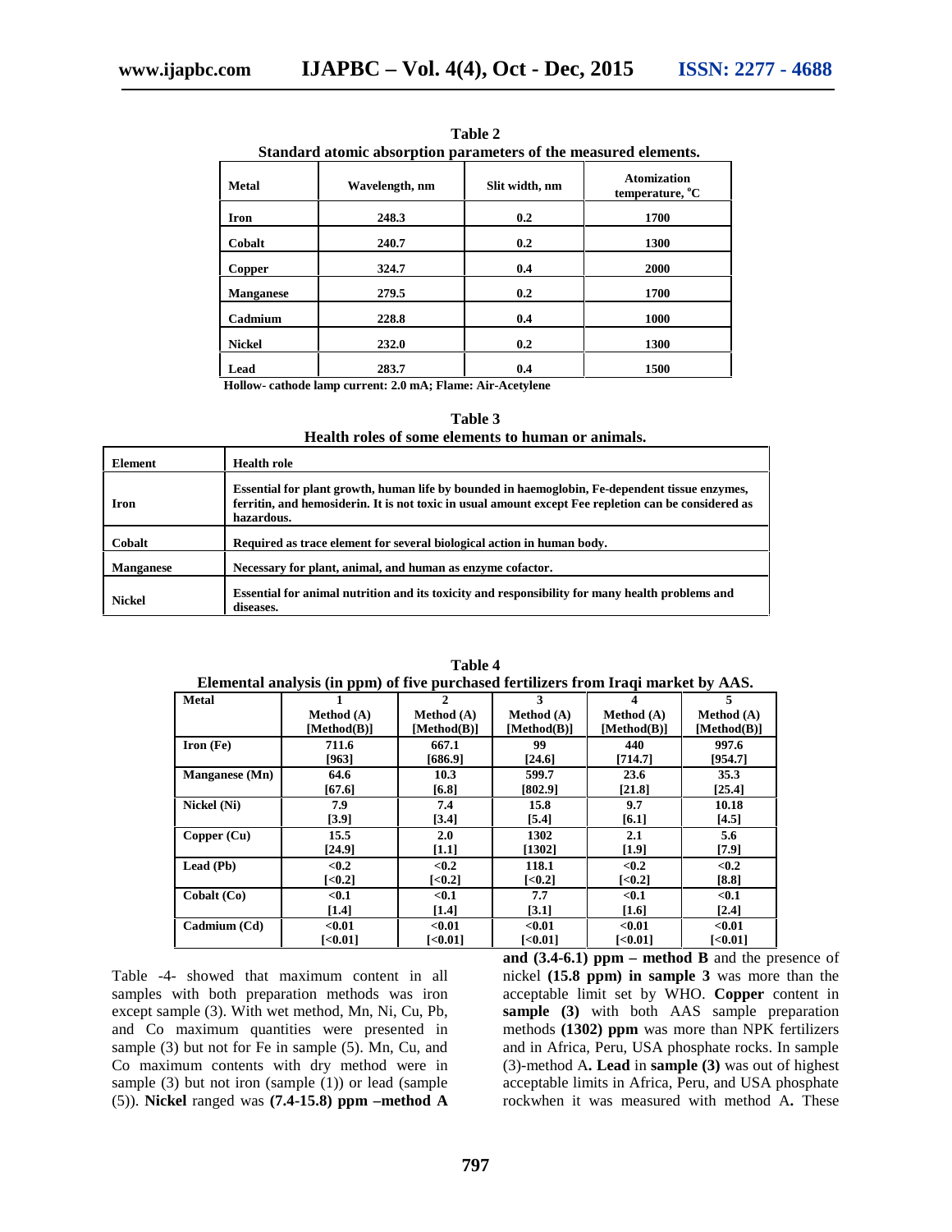**Table 2**
**Standard atomic absorption parameters of the measured elements.**

| Metal | Wavelength, nm | Slit width, nm | Atomization temperature, °C |
|---|---|---|---|
| Iron | 248.3 | 0.2 | 1700 |
| Cobalt | 240.7 | 0.2 | 1300 |
| Copper | 324.7 | 0.4 | 2000 |
| Manganese | 279.5 | 0.2 | 1700 |
| Cadmium | 228.8 | 0.4 | 1000 |
| Nickel | 232.0 | 0.2 | 1300 |
| Lead | 283.7 | 0.4 | 1500 |

**Hollow- cathode lamp current: 2.0 mA; Flame: Air-Acetylene**

**Table 3**
**Health roles of some elements to human or animals.**

| Element | Health role |
|---|---|
| Iron | Essential for plant growth, human life by bounded in haemoglobin, Fe-dependent tissue enzymes, ferritin, and hemosiderin. It is not toxic in usual amount except Fee repletion can be considered as hazardous. |
| Cobalt | Required as trace element for several biological action in human body. |
| Manganese | Necessary for plant, animal, and human as enzyme cofactor. |
| Nickel | Essential for animal nutrition and its toxicity and responsibility for many health problems and diseases. |

**Table 4**
**Elemental analysis (in ppm) of five purchased fertilizers from Iraqi market by AAS.**

| Metal | 1<br>Method (A)<br>[Method(B)] | 2<br>Method (A)<br>[Method(B)] | 3<br>Method (A)<br>[Method(B)] | 4<br>Method (A)<br>[Method(B)] | 5<br>Method (A)<br>[Method(B)] |
|---|---|---|---|---|---|
| Iron (Fe) | 711.6<br>[963] | 667.1<br>[686.9] | 99<br>[24.6] | 440<br>[714.7] | 997.6<br>[954.7] |
| Manganese (Mn) | 64.6<br>[67.6] | 10.3<br>[6.8] | 599.7<br>[802.9] | 23.6<br>[21.8] | 35.3<br>[25.4] |
| Nickel (Ni) | 7.9<br>[3.9] | 7.4<br>[3.4] | 15.8<br>[5.4] | 9.7<br>[6.1] | 10.18<br>[4.5] |
| Copper (Cu) | 15.5<br>[24.9] | 2.0<br>[1.1] | 1302<br>[1302] | 2.1<br>[1.9] | 5.6<br>[7.9] |
| Lead (Pb) | <0.2<br>[<0.2] | <0.2<br>[<0.2] | 118.1<br>[<0.2] | <0.2<br>[<0.2] | <0.2<br>[8.8] |
| Cobalt (Co) | <0.1<br>[1.4] | <0.1<br>[1.4] | 7.7<br>[3.1] | <0.1<br>[1.6] | <0.1<br>[2.4] |
| Cadmium (Cd) | <0.01<br>[<0.01] | <0.01<br>[<0.01] | <0.01<br>[<0.01] | <0.01<br>[<0.01] | <0.01<br>[<0.01] |

Table -4- showed that maximum content in all samples with both preparation methods was iron except sample (3). With wet method, Mn, Ni, Cu, Pb, and Co maximum quantities were presented in sample (3) but not for Fe in sample (5). Mn, Cu, and Co maximum contents with dry method were in sample (3) but not iron (sample (1)) or lead (sample (5)). **Nickel** ranged was **(7.4-15.8) ppm –method A and (3.4-6.1) ppm – method B** and the presence of nickel **(15.8 ppm) in sample 3** was more than the acceptable limit set by WHO. **Copper** content in **sample (3)** with both AAS sample preparation methods **(1302) ppm** was more than NPK fertilizers and in Africa, Peru, USA phosphate rocks. In sample (3)-method A**. Lead** in **sample (3)** was out of highest acceptable limits in Africa, Peru, and USA phosphate rockwhen it was measured with method A**.** These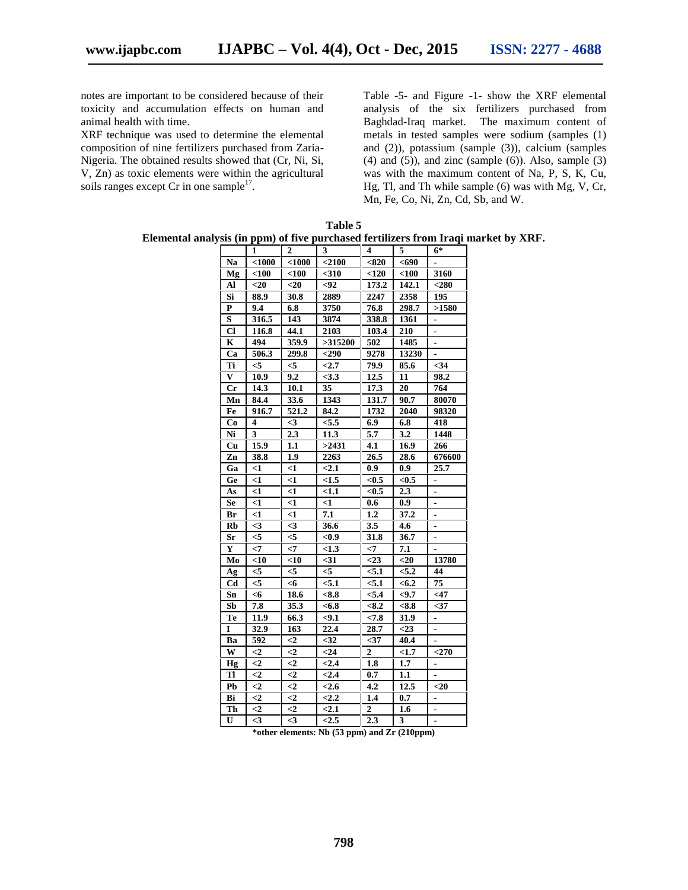notes are important to be considered because of their toxicity and accumulation effects on human and animal health with time.

XRF technique was used to determine the elemental composition of nine fertilizers purchased from Zaria-Nigeria. The obtained results showed that (Cr, Ni, Si, V, Zn) as toxic elements were within the agricultural soils ranges except Cr in one sample[17].

Table -5- and Figure -1- show the XRF elemental analysis of the six fertilizers purchased from Baghdad-Iraq market. The maximum content of metals in tested samples were sodium (samples (1) and (2)), potassium (sample (3)), calcium (samples (4) and (5)), and zinc (sample (6)). Also, sample (3) was with the maximum content of Na, P, S, K, Cu, Hg, Tl, and Th while sample (6) was with Mg, V, Cr, Mn, Fe, Co, Ni, Zn, Cd, Sb, and W.

**Table 5**
**Elemental analysis (in ppm) of five purchased fertilizers from Iraqi market by XRF.**

| | 1 | 2 | 3 | 4 | 5 | 6* |
|---|---|---|---|---|---|---|
| Na | <1000 | <1000 | <2100 | <820 | <690 | - |
| Mg | <100 | <100 | <310 | <120 | <100 | 3160 |
| Al | <20 | <20 | <92 | 173.2 | 142.1 | <280 |
| Si | 88.9 | 30.8 | 2889 | 2247 | 2358 | 195 |
| P | 9.4 | 6.8 | 3750 | 76.8 | 298.7 | >1580 |
| S | 316.5 | 143 | 3874 | 338.8 | 1361 | - |
| Cl | 116.8 | 44.1 | 2103 | 103.4 | 210 | - |
| K | 494 | 359.9 | >315200 | 502 | 1485 | - |
| Ca | 506.3 | 299.8 | <290 | 9278 | 13230 | - |
| Ti | <5 | <5 | <2.7 | 79.9 | 85.6 | <34 |
| V | 10.9 | 9.2 | <3.3 | 12.5 | 11 | 98.2 |
| Cr | 14.3 | 10.1 | 35 | 17.3 | 20 | 764 |
| Mn | 84.4 | 33.6 | 1343 | 131.7 | 90.7 | 80070 |
| Fe | 916.7 | 521.2 | 84.2 | 1732 | 2040 | 98320 |
| Co | 4 | <3 | <5.5 | 6.9 | 6.8 | 418 |
| Ni | 3 | 2.3 | 11.3 | 5.7 | 3.2 | 1448 |
| Cu | 15.9 | 1.1 | >2431 | 4.1 | 16.9 | 266 |
| Zn | 38.8 | 1.9 | 2263 | 26.5 | 28.6 | 676600 |
| Ga | <1 | <1 | <2.1 | 0.9 | 0.9 | 25.7 |
| Ge | <1 | <1 | <1.5 | <0.5 | <0.5 | - |
| As | <1 | <1 | <1.1 | <0.5 | 2.3 | - |
| Se | <1 | <1 | <1 | 0.6 | 0.9 | - |
| Br | <1 | <1 | 7.1 | 1.2 | 37.2 | - |
| Rb | <3 | <3 | 36.6 | 3.5 | 4.6 | - |
| Sr | <5 | <5 | <0.9 | 31.8 | 36.7 | - |
| Y | <7 | <7 | <1.3 | <7 | 7.1 | - |
| Mo | <10 | <10 | <31 | <23 | <20 | 13780 |
| Ag | <5 | <5 | <5 | <5.1 | <5.2 | 44 |
| Cd | <5 | <6 | <5.1 | <5.1 | <6.2 | 75 |
| Sn | <6 | 18.6 | <8.8 | <5.4 | <9.7 | <47 |
| Sb | 7.8 | 35.3 | <6.8 | <8.2 | <8.8 | <37 |
| Te | 11.9 | 66.3 | <9.1 | <7.8 | 31.9 | - |
| I | 32.9 | 163 | 22.4 | 28.7 | <23 | - |
| Ba | 592 | <2 | <32 | <37 | 40.4 | - |
| W | <2 | <2 | <24 | 2 | <1.7 | <270 |
| Hg | <2 | <2 | <2.4 | 1.8 | 1.7 | - |
| Tl | <2 | <2 | <2.4 | 0.7 | 1.1 | - |
| Pb | <2 | <2 | <2.6 | 4.2 | 12.5 | <20 |
| Bi | <2 | <2 | <2.2 | 1.4 | 0.7 | - |
| Th | <2 | <2 | <2.1 | 2 | 1.6 | - |
| U | <3 | <3 | <2.5 | 2.3 | 3 | - |

*other elements: Nb (53 ppm) and Zr (210ppm)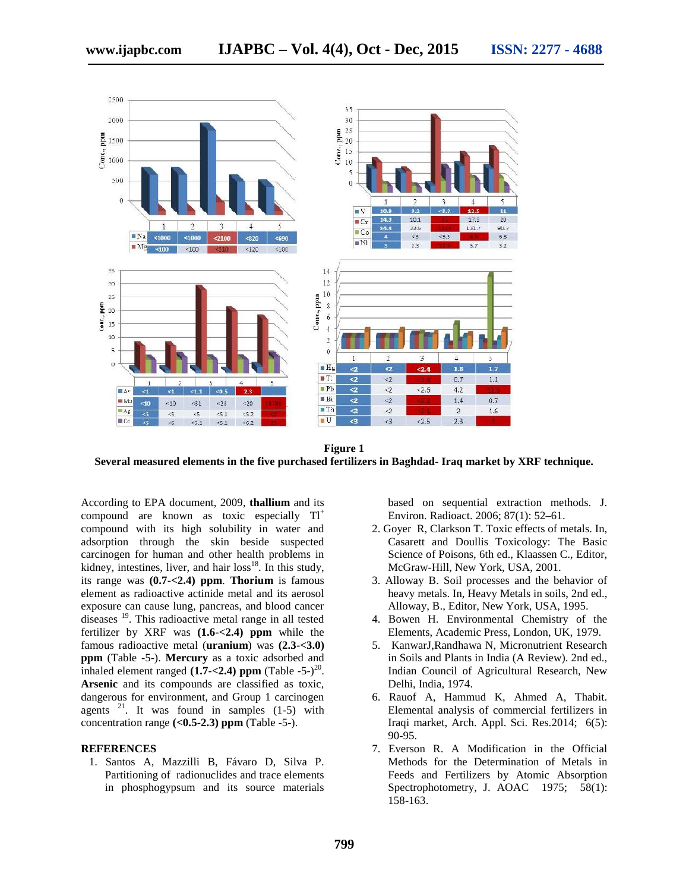**Figure 1**

**Several measured elements in the five purchased fertilizers in Baghdad- Iraq market by XRF technique.**

According to EPA document, 2009, **thallium** and its compound are known as toxic especially $Tl^{+}$ compound with its high solubility in water and adsorption through the skin beside suspected carcinogen for human and other health problems in kidney, intestines, liver, and hair loss[18]. In this study, its range was **(0.7-<2.4) ppm**. **Thorium** is famous element as radioactive actinide metal and its aerosol exposure can cause lung, pancreas, and blood cancer diseases [19]. This radioactive metal range in all tested fertilizer by XRF was **(1.6-<2.4) ppm** while the famous radioactive metal (**uranium**) was **(2.3-<3.0) ppm** (Table -5-). **Mercury** as a toxic adsorbed and inhaled element ranged **(1.7-<2.4) ppm** (Table -5-)[20]. **Arsenic** and its compounds are classified as toxic, dangerous for environment, and Group 1 carcinogen agents [21]. It was found in samples (1-5) with concentration range **(<0.5-2.3) ppm** (Table -5-).

## REFERENCES

1. Santos A, Mazzilli B, Fávaro D, Silva P. Partitioning of radionuclides and trace elements in phosphogypsum and its source materials based on sequential extraction methods. J. Environ. Radioact. 2006; 87(1): 52–61.
2. Goyer R, Clarkson T. Toxic effects of metals. In, Casarett and Doullis Toxicology: The Basic Science of Poisons, 6th ed., Klaassen C., Editor, McGraw-Hill, New York, USA, 2001.
3. Alloway B. Soil processes and the behavior of heavy metals. In, Heavy Metals in soils, 2nd ed., Alloway, B., Editor, New York, USA, 1995.
4. Bowen H. Environmental Chemistry of the Elements, Academic Press, London, UK, 1979.
5. KanwarJ,Randhawa N, Micronutrient Research in Soils and Plants in India (A Review). 2nd ed., Indian Council of Agricultural Research, New Delhi, India, 1974.
6. Rauof A, Hammud K, Ahmed A, Thabit. Elemental analysis of commercial fertilizers in Iraqi market, Arch. Appl. Sci. Res.2014; 6(5): 90-95.
7. Everson R. A Modification in the Official Methods for the Determination of Metals in Feeds and Fertilizers by Atomic Absorption Spectrophotometry, J. AOAC 1975; 58(1): 158-163.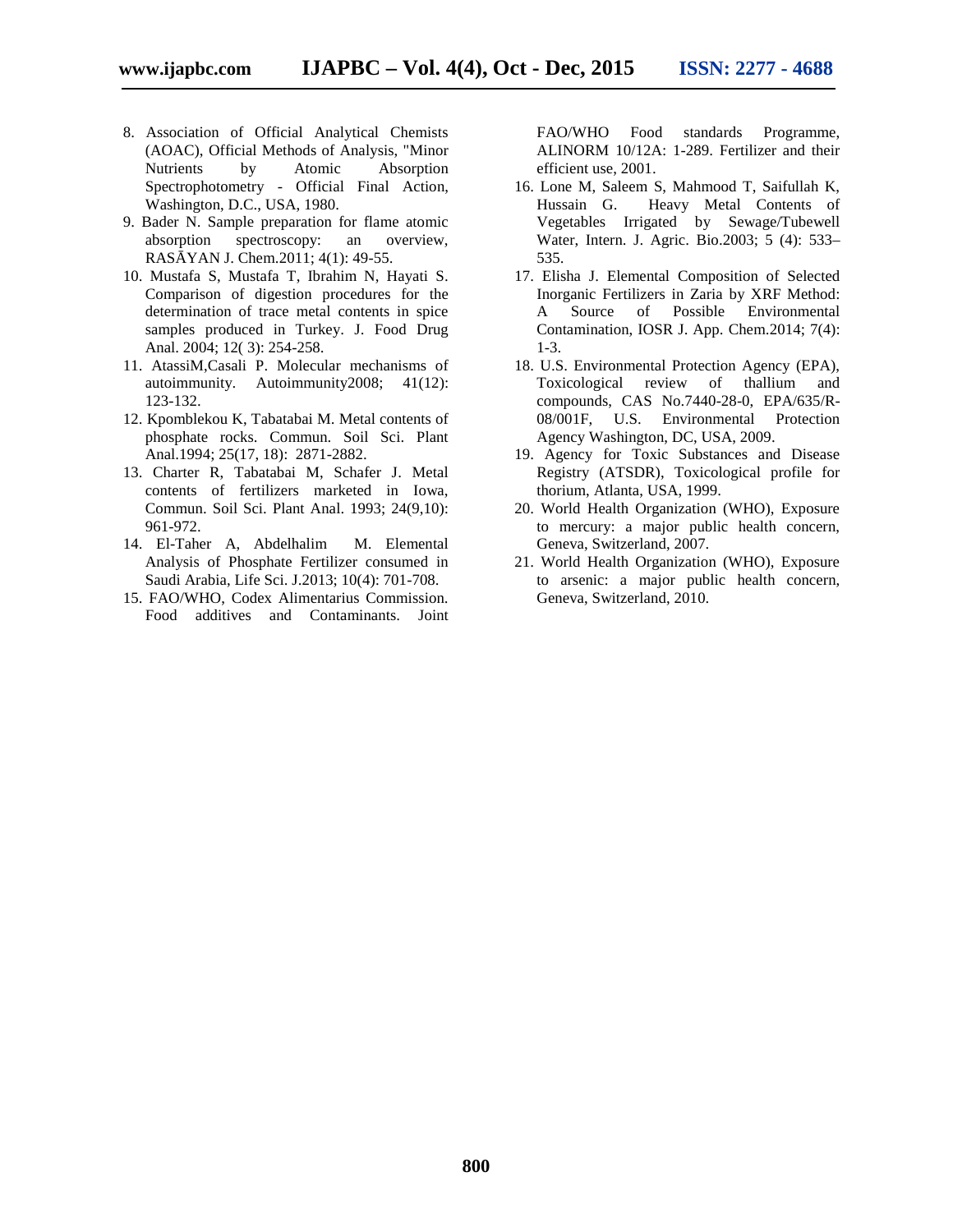8. Association of Official Analytical Chemists (AOAC), Official Methods of Analysis, "Minor Nutrients by Atomic Absorption Spectrophotometry - Official Final Action, Washington, D.C., USA, 1980.
9. Bader N. Sample preparation for flame atomic absorption spectroscopy: an overview, RASĀYAN J. Chem.2011; 4(1): 49-55.
10. Mustafa S, Mustafa T, Ibrahim N, Hayati S. Comparison of digestion procedures for the determination of trace metal contents in spice samples produced in Turkey. J. Food Drug Anal. 2004; 12( 3): 254-258.
11. AtassiM,Casali P. Molecular mechanisms of autoimmunity. Autoimmunity2008; 41(12): 123-132.
12. Kpomblekou K, Tabatabai M. Metal contents of phosphate rocks. Commun. Soil Sci. Plant Anal.1994; 25(17, 18): 2871-2882.
13. Charter R, Tabatabai M, Schafer J. Metal contents of fertilizers marketed in Iowa, Commun. Soil Sci. Plant Anal. 1993; 24(9,10): 961-972.
14. El-Taher A, Abdelhalim M. Elemental Analysis of Phosphate Fertilizer consumed in Saudi Arabia, Life Sci. J.2013; 10(4): 701-708.
15. FAO/WHO, Codex Alimentarius Commission. Food additives and Contaminants. Joint FAO/WHO Food standards Programme, ALINORM 10/12A: 1-289. Fertilizer and their efficient use, 2001.
16. Lone M, Saleem S, Mahmood T, Saifullah K, Hussain G. Heavy Metal Contents of Vegetables Irrigated by Sewage/Tubewell Water, Intern. J. Agric. Bio.2003; 5 (4): 533–535.
17. Elisha J. Elemental Composition of Selected Inorganic Fertilizers in Zaria by XRF Method: A Source of Possible Environmental Contamination, IOSR J. App. Chem.2014; 7(4): 1-3.
18. U.S. Environmental Protection Agency (EPA), Toxicological review of thallium and compounds, CAS No.7440-28-0, EPA/635/R-08/001F, U.S. Environmental Protection Agency Washington, DC, USA, 2009.
19. Agency for Toxic Substances and Disease Registry (ATSDR), Toxicological profile for thorium, Atlanta, USA, 1999.
20. World Health Organization (WHO), Exposure to mercury: a major public health concern, Geneva, Switzerland, 2007.
21. World Health Organization (WHO), Exposure to arsenic: a major public health concern, Geneva, Switzerland, 2010.